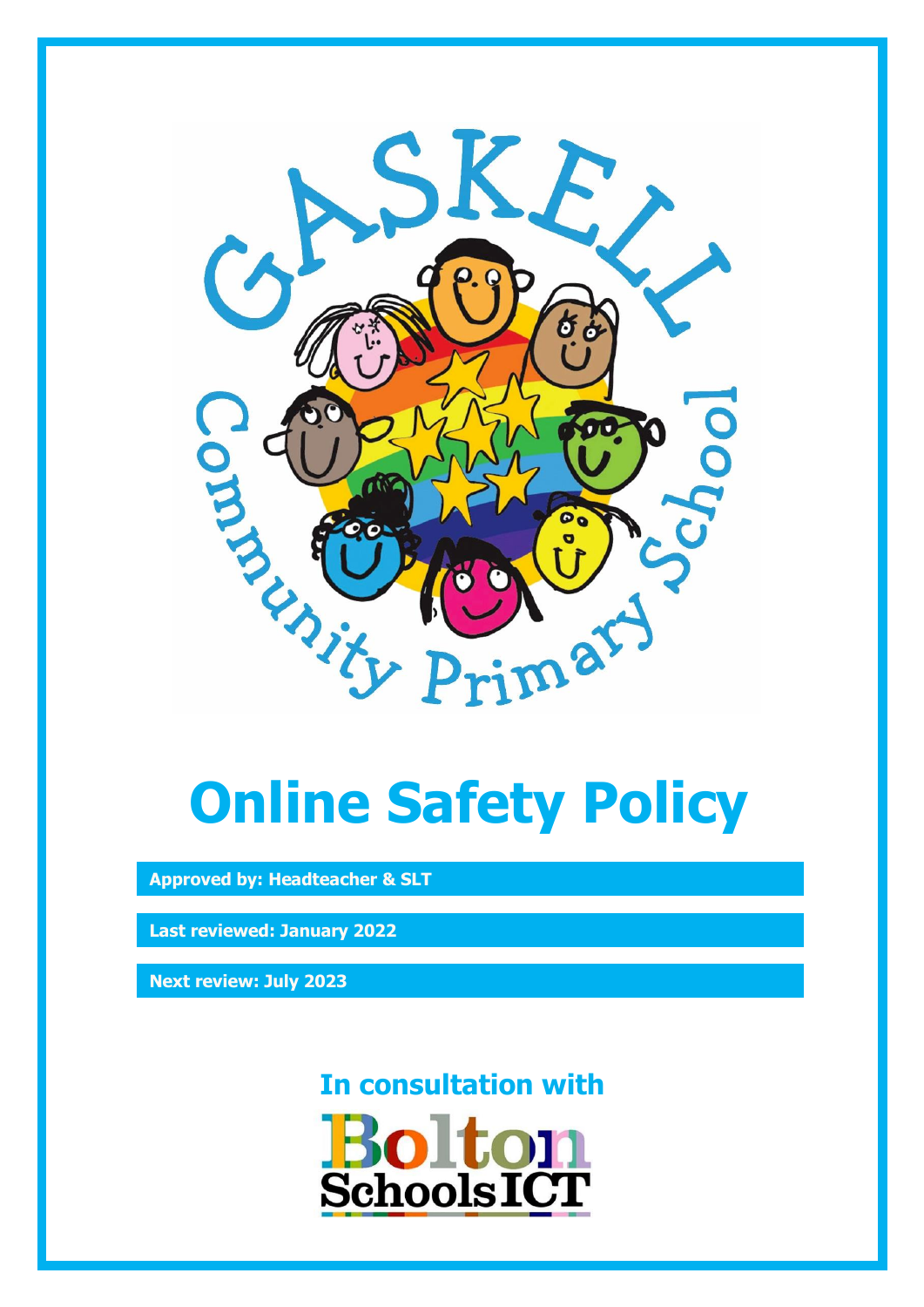GASKELL Community Primary School

# Online Safety Policy

**Approved by: Headteacher & SLT**

**Last reviewed: January 2022**

**Next review: July 2023**

**In consultation with**

Bolton Schools ICT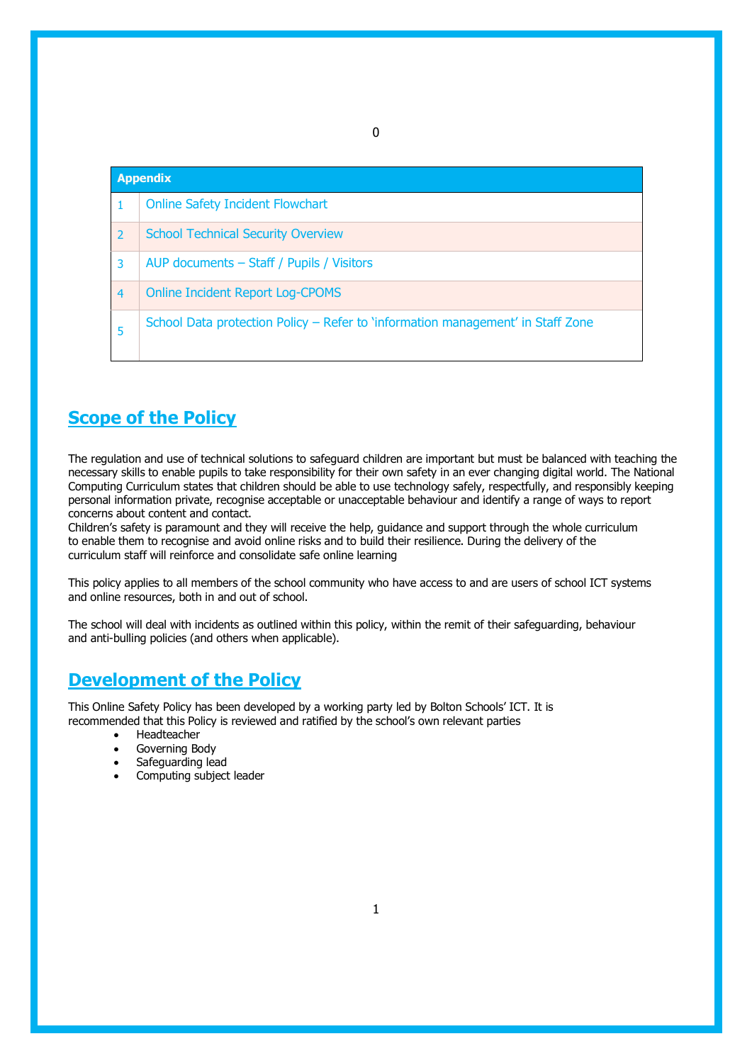| Appendix | |
|---|---|
| 1 | Online Safety Incident Flowchart |
| 2 | School Technical Security Overview |
| 3 | AUP documents – Staff / Pupils / Visitors |
| 4 | Online Incident Report Log-CPOMS |
| 5 | School Data protection Policy – Refer to 'information management' in Staff Zone |

## Scope of the Policy

The regulation and use of technical solutions to safeguard children are important but must be balanced with teaching the necessary skills to enable pupils to take responsibility for their own safety in an ever changing digital world. The National Computing Curriculum states that children should be able to use technology safely, respectfully, and responsibly keeping personal information private, recognise acceptable or unacceptable behaviour and identify a range of ways to report concerns about content and contact.
Children's safety is paramount and they will receive the help, guidance and support through the whole curriculum to enable them to recognise and avoid online risks and to build their resilience. During the delivery of the curriculum staff will reinforce and consolidate safe online learning

This policy applies to all members of the school community who have access to and are users of school ICT systems and online resources, both in and out of school.

The school will deal with incidents as outlined within this policy, within the remit of their safeguarding, behaviour and anti-bulling policies (and others when applicable).

## Development of the Policy

This Online Safety Policy has been developed by a working party led by Bolton Schools' ICT. It is recommended that this Policy is reviewed and ratified by the school's own relevant parties

- Headteacher
- Governing Body
- Safeguarding lead
- Computing subject leader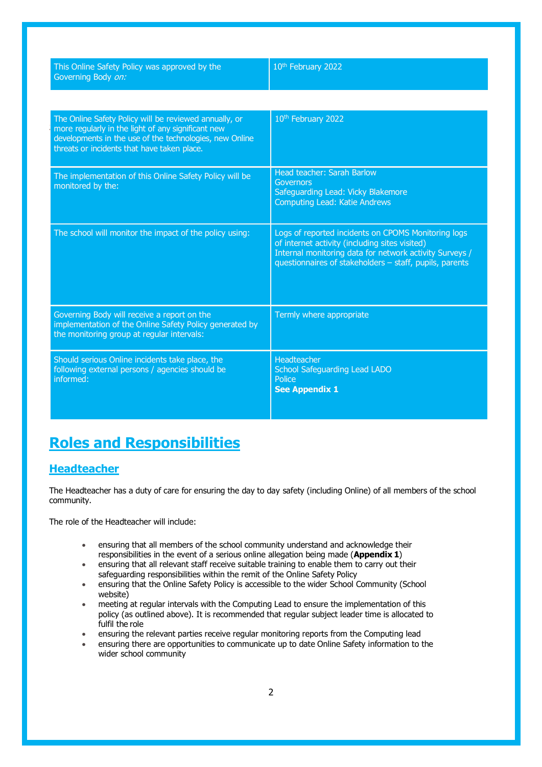| This Online Safety Policy was approved by the Governing Body *on:* | 10th February 2022 |
|---|---|

| The Online Safety Policy will be reviewed annually, or more regularly in the light of any significant new developments in the use of the technologies, new Online threats or incidents that have taken place. | 10th February 2022 |
|---|---|
| The implementation of this Online Safety Policy will be monitored by the: | Head teacher: Sarah Barlow<br>Governors<br>Safeguarding Lead: Vicky Blakemore<br>Computing Lead: Katie Andrews |
| The school will monitor the impact of the policy using: | Logs of reported incidents on CPOMS Monitoring logs of internet activity (including sites visited)<br>Internal monitoring data for network activity Surveys / questionnaires of stakeholders – staff, pupils, parents |
| Governing Body will receive a report on the implementation of the Online Safety Policy generated by the monitoring group at regular intervals: | Termly where appropriate |
| Should serious Online incidents take place, the following external persons / agencies should be informed: | Headteacher<br>School Safeguarding Lead LADO<br>Police<br>**See Appendix 1** |

# Roles and Responsibilities

## Headteacher

The Headteacher has a duty of care for ensuring the day to day safety (including Online) of all members of the school community.

The role of the Headteacher will include:

- ensuring that all members of the school community understand and acknowledge their responsibilities in the event of a serious online allegation being made (**Appendix 1**)
- ensuring that all relevant staff receive suitable training to enable them to carry out their safeguarding responsibilities within the remit of the Online Safety Policy
- ensuring that the Online Safety Policy is accessible to the wider School Community (School website)
- meeting at regular intervals with the Computing Lead to ensure the implementation of this policy (as outlined above). It is recommended that regular subject leader time is allocated to fulfil the role
- ensuring the relevant parties receive regular monitoring reports from the Computing lead
- ensuring there are opportunities to communicate up to date Online Safety information to the wider school community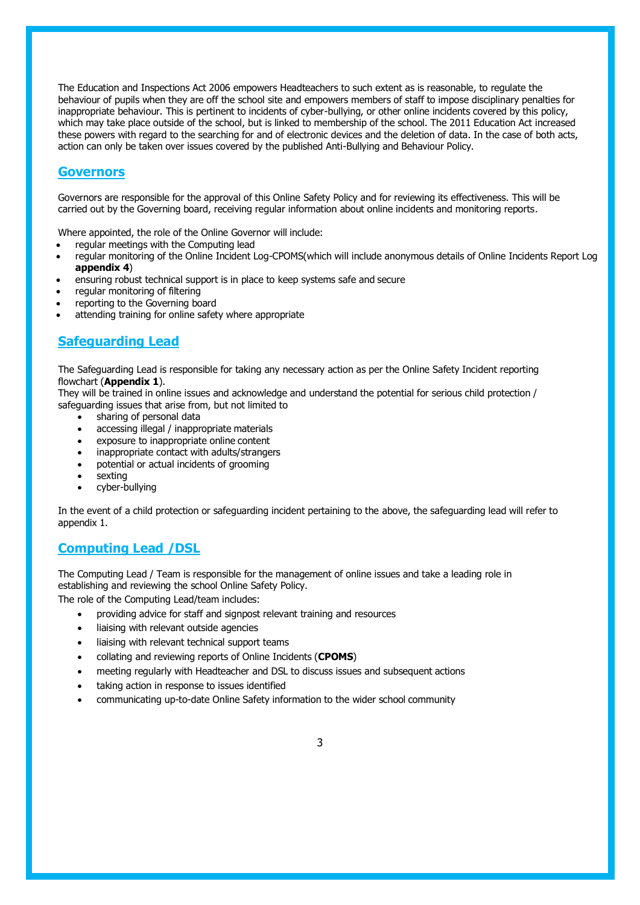The Education and Inspections Act 2006 empowers Headteachers to such extent as is reasonable, to regulate the behaviour of pupils when they are off the school site and empowers members of staff to impose disciplinary penalties for inappropriate behaviour. This is pertinent to incidents of cyber-bullying, or other online incidents covered by this policy, which may take place outside of the school, but is linked to membership of the school. The 2011 Education Act increased these powers with regard to the searching for and of electronic devices and the deletion of data. In the case of both acts, action can only be taken over issues covered by the published Anti-Bullying and Behaviour Policy.

## Governors

Governors are responsible for the approval of this Online Safety Policy and for reviewing its effectiveness. This will be carried out by the Governing board, receiving regular information about online incidents and monitoring reports.

Where appointed, the role of the Online Governor will include:

- regular meetings with the Computing lead
- regular monitoring of the Online Incident Log-CPOMS(which will include anonymous details of Online Incidents Report Log **appendix 4**)
- ensuring robust technical support is in place to keep systems safe and secure
- regular monitoring of filtering
- reporting to the Governing board
- attending training for online safety where appropriate

## Safeguarding Lead

The Safeguarding Lead is responsible for taking any necessary action as per the Online Safety Incident reporting flowchart (**Appendix 1**).
They will be trained in online issues and acknowledge and understand the potential for serious child protection / safeguarding issues that arise from, but not limited to

- sharing of personal data
- accessing illegal / inappropriate materials
- exposure to inappropriate online content
- inappropriate contact with adults/strangers
- potential or actual incidents of grooming
- sexting
- cyber-bullying

In the event of a child protection or safeguarding incident pertaining to the above, the safeguarding lead will refer to appendix 1.

## Computing Lead /DSL

The Computing Lead / Team is responsible for the management of online issues and take a leading role in establishing and reviewing the school Online Safety Policy.
The role of the Computing Lead/team includes:

- providing advice for staff and signpost relevant training and resources
- liaising with relevant outside agencies
- liaising with relevant technical support teams
- collating and reviewing reports of Online Incidents (**CPOMS**)
- meeting regularly with Headteacher and DSL to discuss issues and subsequent actions
- taking action in response to issues identified
- communicating up-to-date Online Safety information to the wider school community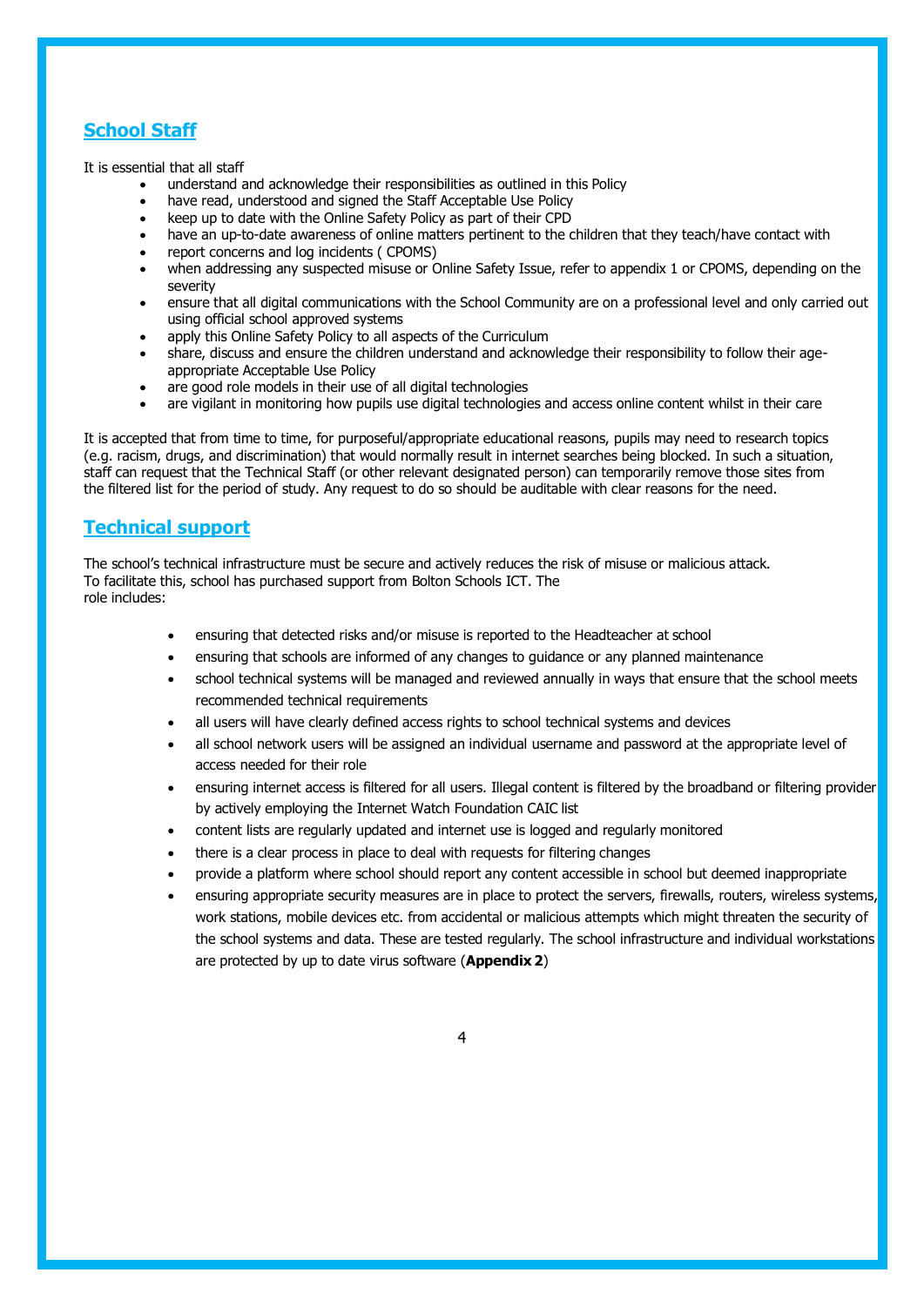## School Staff

It is essential that all staff

- understand and acknowledge their responsibilities as outlined in this Policy
- have read, understood and signed the Staff Acceptable Use Policy
- keep up to date with the Online Safety Policy as part of their CPD
- have an up-to-date awareness of online matters pertinent to the children that they teach/have contact with
- report concerns and log incidents ( CPOMS)
- when addressing any suspected misuse or Online Safety Issue, refer to appendix 1 or CPOMS, depending on the severity
- ensure that all digital communications with the School Community are on a professional level and only carried out using official school approved systems
- apply this Online Safety Policy to all aspects of the Curriculum
- share, discuss and ensure the children understand and acknowledge their responsibility to follow their age-appropriate Acceptable Use Policy
- are good role models in their use of all digital technologies
- are vigilant in monitoring how pupils use digital technologies and access online content whilst in their care

It is accepted that from time to time, for purposeful/appropriate educational reasons, pupils may need to research topics (e.g. racism, drugs, and discrimination) that would normally result in internet searches being blocked. In such a situation, staff can request that the Technical Staff (or other relevant designated person) can temporarily remove those sites from the filtered list for the period of study. Any request to do so should be auditable with clear reasons for the need.

## Technical support

The school's technical infrastructure must be secure and actively reduces the risk of misuse or malicious attack. To facilitate this, school has purchased support from Bolton Schools ICT. The role includes:

- ensuring that detected risks and/or misuse is reported to the Headteacher at school
- ensuring that schools are informed of any changes to guidance or any planned maintenance
- school technical systems will be managed and reviewed annually in ways that ensure that the school meets recommended technical requirements
- all users will have clearly defined access rights to school technical systems and devices
- all school network users will be assigned an individual username and password at the appropriate level of access needed for their role
- ensuring internet access is filtered for all users. Illegal content is filtered by the broadband or filtering provider by actively employing the Internet Watch Foundation CAIC list
- content lists are regularly updated and internet use is logged and regularly monitored
- there is a clear process in place to deal with requests for filtering changes
- provide a platform where school should report any content accessible in school but deemed inappropriate
- ensuring appropriate security measures are in place to protect the servers, firewalls, routers, wireless systems, work stations, mobile devices etc. from accidental or malicious attempts which might threaten the security of the school systems and data. These are tested regularly. The school infrastructure and individual workstations are protected by up to date virus software (**Appendix 2**)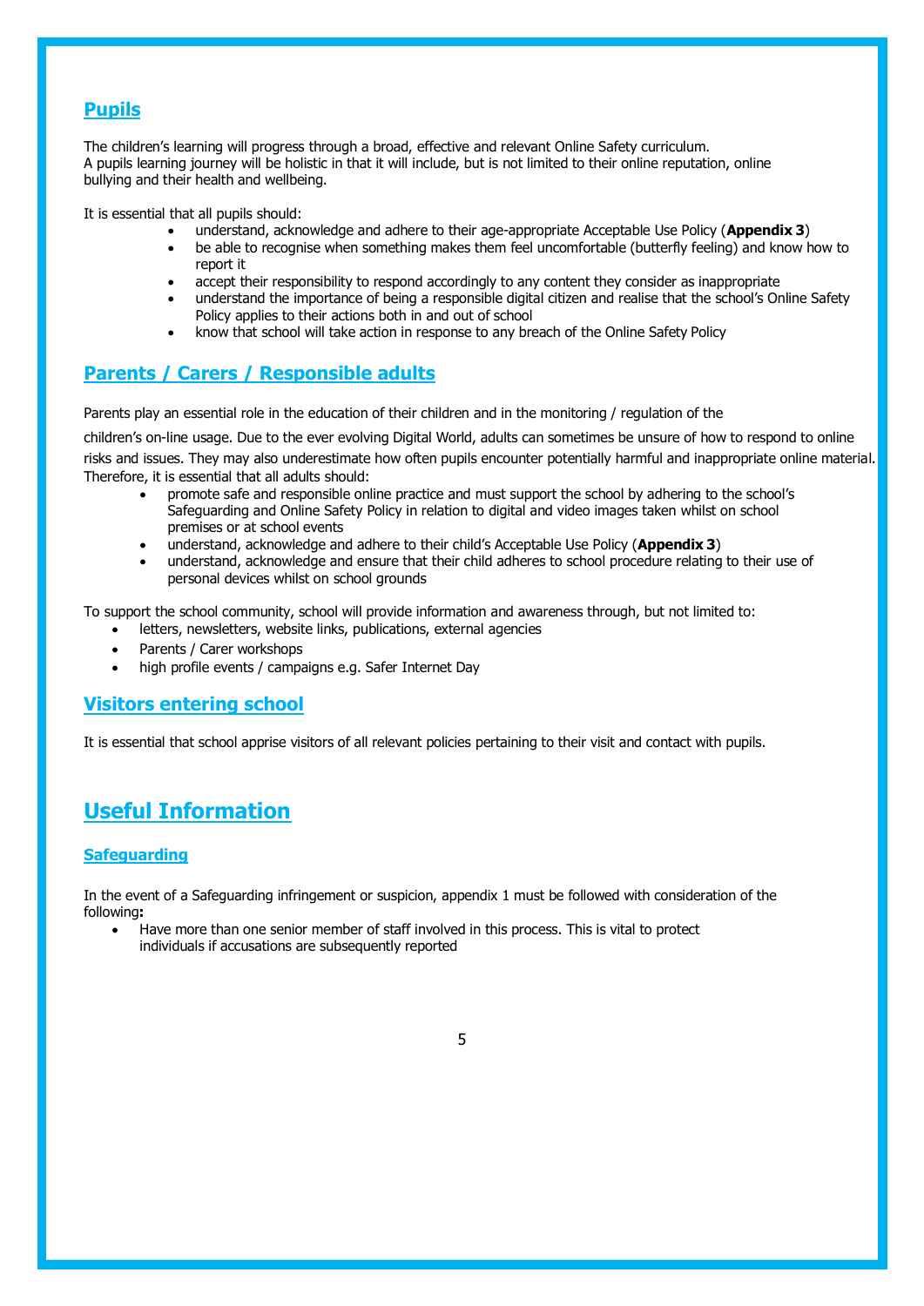## Pupils

The children's learning will progress through a broad, effective and relevant Online Safety curriculum.
A pupils learning journey will be holistic in that it will include, but is not limited to their online reputation, online bullying and their health and wellbeing.

It is essential that all pupils should:

- understand, acknowledge and adhere to their age-appropriate Acceptable Use Policy (**Appendix 3**)
- be able to recognise when something makes them feel uncomfortable (butterfly feeling) and know how to report it
- accept their responsibility to respond accordingly to any content they consider as inappropriate
- understand the importance of being a responsible digital citizen and realise that the school's Online Safety Policy applies to their actions both in and out of school
- know that school will take action in response to any breach of the Online Safety Policy

## Parents / Carers / Responsible adults

Parents play an essential role in the education of their children and in the monitoring / regulation of the children's on-line usage. Due to the ever evolving Digital World, adults can sometimes be unsure of how to respond to online risks and issues. They may also underestimate how often pupils encounter potentially harmful and inappropriate online material. Therefore, it is essential that all adults should:

- promote safe and responsible online practice and must support the school by adhering to the school's Safeguarding and Online Safety Policy in relation to digital and video images taken whilst on school premises or at school events
- understand, acknowledge and adhere to their child's Acceptable Use Policy (**Appendix 3**)
- understand, acknowledge and ensure that their child adheres to school procedure relating to their use of personal devices whilst on school grounds

To support the school community, school will provide information and awareness through, but not limited to:

- letters, newsletters, website links, publications, external agencies
- Parents / Carer workshops
- high profile events / campaigns e.g. Safer Internet Day

## Visitors entering school

It is essential that school apprise visitors of all relevant policies pertaining to their visit and contact with pupils.

# Useful Information

### Safeguarding

In the event of a Safeguarding infringement or suspicion, appendix 1 must be followed with consideration of the following**:**

- Have more than one senior member of staff involved in this process. This is vital to protect individuals if accusations are subsequently reported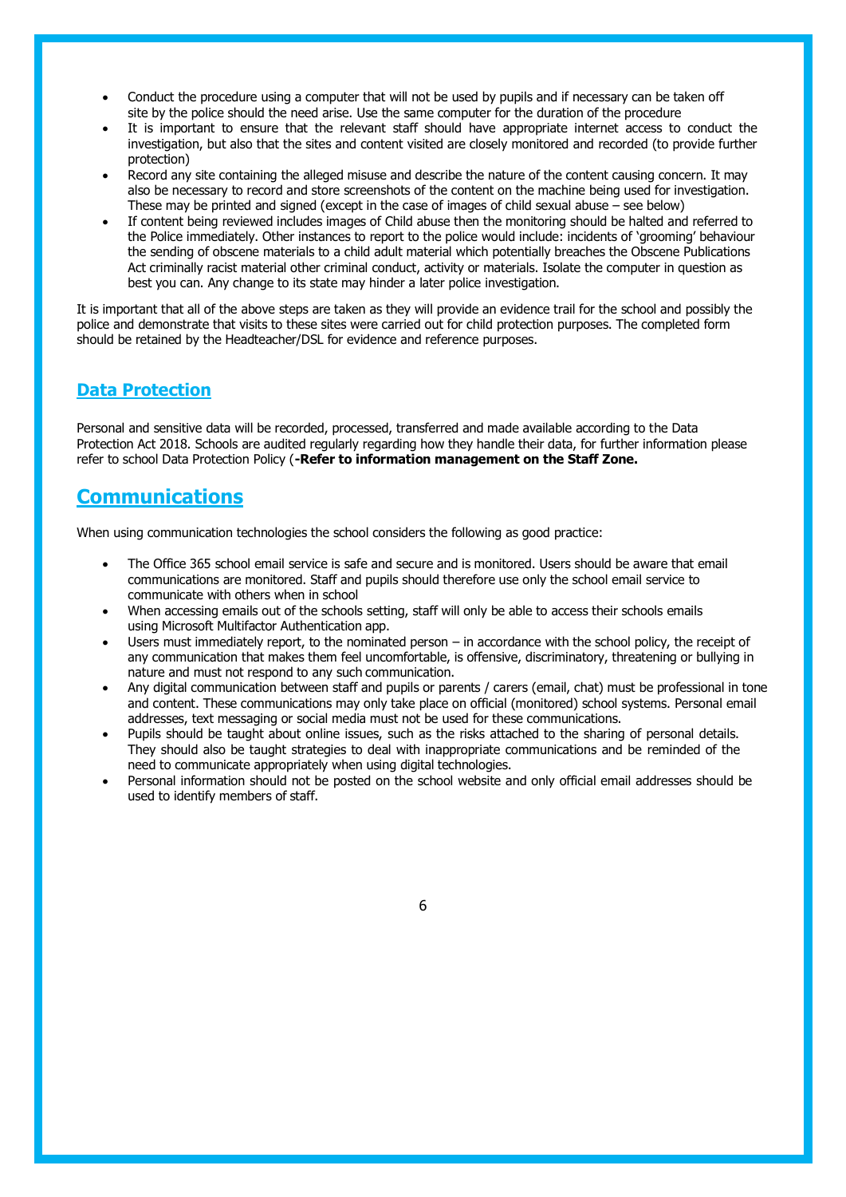- Conduct the procedure using a computer that will not be used by pupils and if necessary can be taken off site by the police should the need arise. Use the same computer for the duration of the procedure
- It is important to ensure that the relevant staff should have appropriate internet access to conduct the investigation, but also that the sites and content visited are closely monitored and recorded (to provide further protection)
- Record any site containing the alleged misuse and describe the nature of the content causing concern. It may also be necessary to record and store screenshots of the content on the machine being used for investigation. These may be printed and signed (except in the case of images of child sexual abuse – see below)
- If content being reviewed includes images of Child abuse then the monitoring should be halted and referred to the Police immediately. Other instances to report to the police would include: incidents of 'grooming' behaviour the sending of obscene materials to a child adult material which potentially breaches the Obscene Publications Act criminally racist material other criminal conduct, activity or materials. Isolate the computer in question as best you can. Any change to its state may hinder a later police investigation.

It is important that all of the above steps are taken as they will provide an evidence trail for the school and possibly the police and demonstrate that visits to these sites were carried out for child protection purposes. The completed form should be retained by the Headteacher/DSL for evidence and reference purposes.

### Data Protection

Personal and sensitive data will be recorded, processed, transferred and made available according to the Data Protection Act 2018. Schools are audited regularly regarding how they handle their data, for further information please refer to school Data Protection Policy (**-Refer to information management on the Staff Zone.**

## Communications

When using communication technologies the school considers the following as good practice:

- The Office 365 school email service is safe and secure and is monitored. Users should be aware that email communications are monitored. Staff and pupils should therefore use only the school email service to communicate with others when in school
- When accessing emails out of the schools setting, staff will only be able to access their schools emails using Microsoft Multifactor Authentication app.
- Users must immediately report, to the nominated person – in accordance with the school policy, the receipt of any communication that makes them feel uncomfortable, is offensive, discriminatory, threatening or bullying in nature and must not respond to any such communication.
- Any digital communication between staff and pupils or parents / carers (email, chat) must be professional in tone and content. These communications may only take place on official (monitored) school systems. Personal email addresses, text messaging or social media must not be used for these communications.
- Pupils should be taught about online issues, such as the risks attached to the sharing of personal details. They should also be taught strategies to deal with inappropriate communications and be reminded of the need to communicate appropriately when using digital technologies.
- Personal information should not be posted on the school website and only official email addresses should be used to identify members of staff.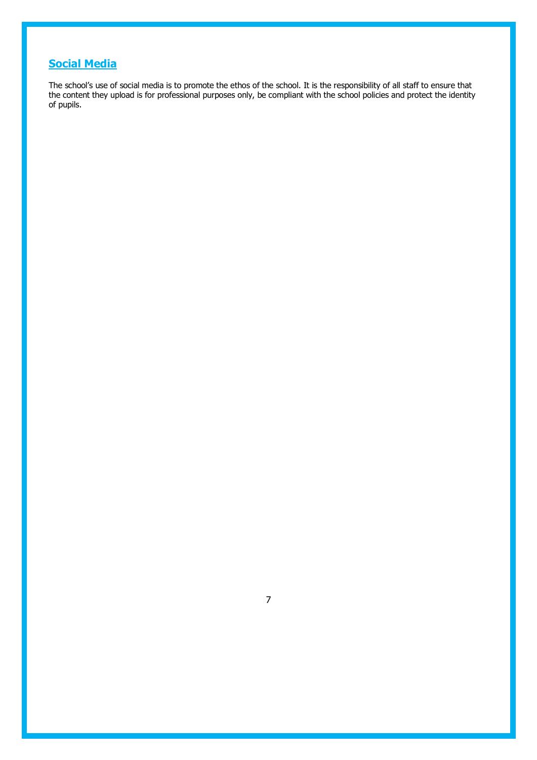## Social Media

The school's use of social media is to promote the ethos of the school. It is the responsibility of all staff to ensure that the content they upload is for professional purposes only, be compliant with the school policies and protect the identity of pupils.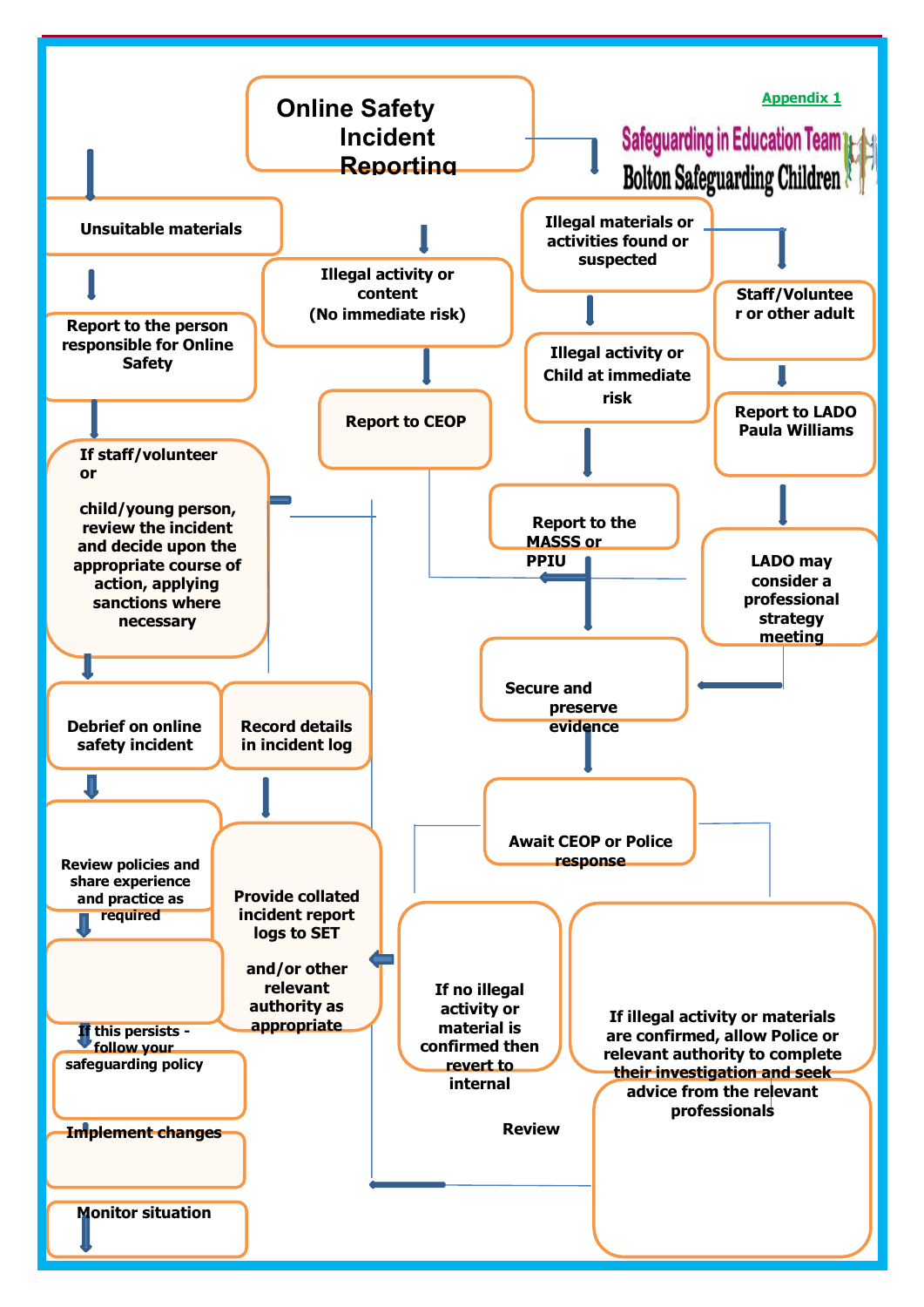Appendix 1

Safeguarding in Education Team
Bolton Safeguarding Children

# Online Safety Incident Reporting

**Unsuitable materials**

- **Report to the person responsible for Online Safety**
- **If staff/volunteer or child/young person, review the incident and decide upon the appropriate course of action, applying sanctions where necessary**
- **Debrief on online safety incident**
- **Record details in incident log**
- **Review policies and share experience and practice as required**
- **Provide collated incident report logs to SET and/or other relevant authority as appropriate**
- **If this persists - follow your safeguarding policy**
- **Implement changes**
- **Monitor situation**

**Illegal activity or content (No immediate risk)**

- **Report to CEOP**

**Illegal materials or activities found or suspected**

- **Illegal activity or Child at immediate risk**
- **Report to the MASSS or PPIU**
- **Secure and preserve evidence**
- **Await CEOP or Police response**
- **If no illegal activity or material is confirmed then revert to internal**
- **Review**
- **If illegal activity or materials are confirmed, allow Police or relevant authority to complete their investigation and seek advice from the relevant professionals**

**Staff/Volunteer or other adult**

- **Report to LADO Paula Williams**
- **LADO may consider a professional strategy meeting**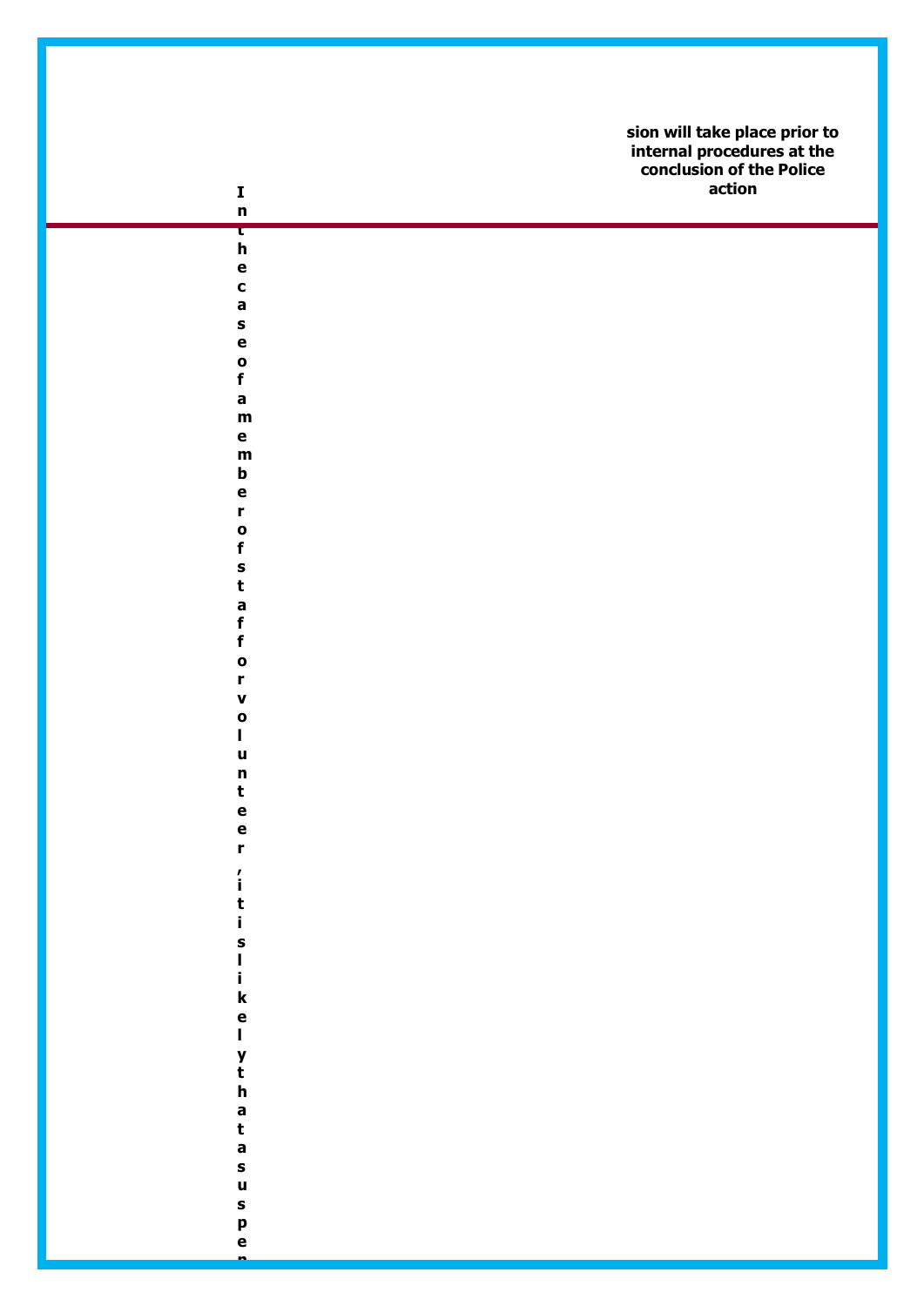In the case of a member of staff or volunteer, it is likely that a suspen

sion will take place prior to internal procedures at the conclusion of the Police action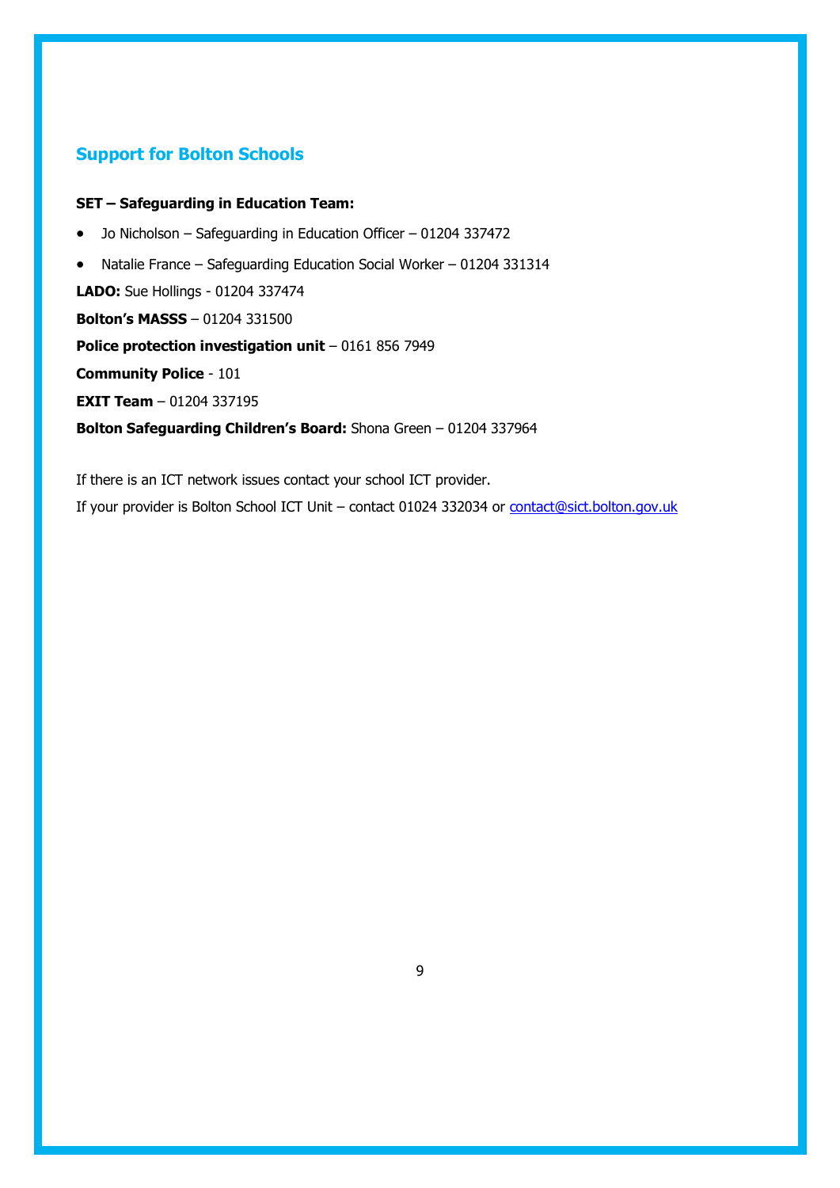## Support for Bolton Schools

**SET – Safeguarding in Education Team:**

- Jo Nicholson – Safeguarding in Education Officer – 01204 337472
- Natalie France – Safeguarding Education Social Worker – 01204 331314

**LADO:** Sue Hollings - 01204 337474

**Bolton's MASSS** – 01204 331500

**Police protection investigation unit** – 0161 856 7949

**Community Police** - 101

**EXIT Team** – 01204 337195

**Bolton Safeguarding Children's Board:** Shona Green – 01204 337964

If there is an ICT network issues contact your school ICT provider.

If your provider is Bolton School ICT Unit – contact 01024 332034 or contact@sict.bolton.gov.uk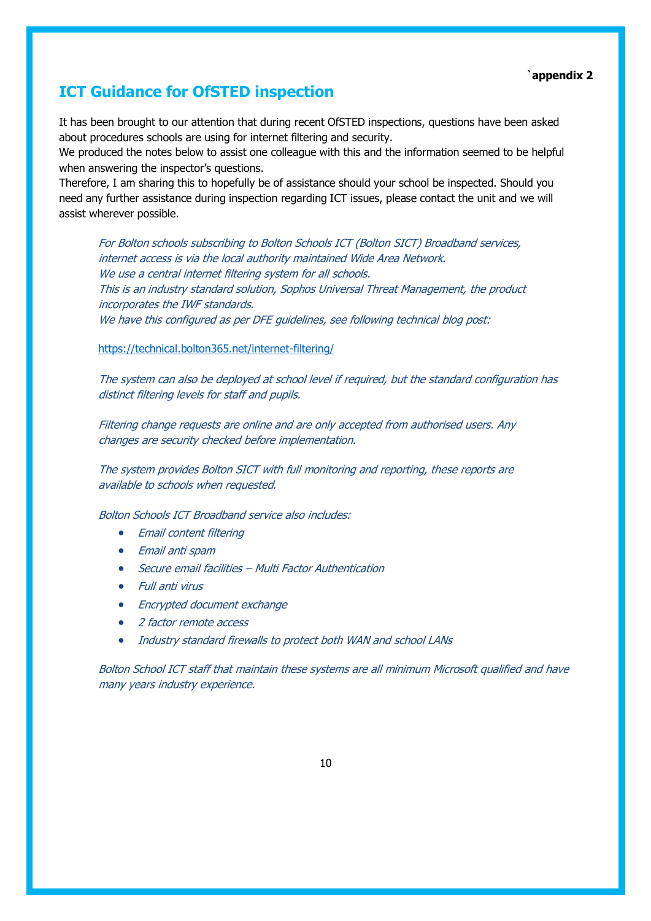**`appendix 2**

# ICT Guidance for OfSTED inspection

It has been brought to our attention that during recent OfSTED inspections, questions have been asked about procedures schools are using for internet filtering and security.
We produced the notes below to assist one colleague with this and the information seemed to be helpful when answering the inspector's questions.
Therefore, I am sharing this to hopefully be of assistance should your school be inspected. Should you need any further assistance during inspection regarding ICT issues, please contact the unit and we will assist wherever possible.

> *For Bolton schools subscribing to Bolton Schools ICT (Bolton SICT) Broadband services, internet access is via the local authority maintained Wide Area Network.*
> *We use a central internet filtering system for all schools.*
> *This is an industry standard solution, Sophos Universal Threat Management, the product incorporates the IWF standards.*
> *We have this configured as per DFE guidelines, see following technical blog post:*
>
> https://technical.bolton365.net/internet-filtering/
>
> *The system can also be deployed at school level if required, but the standard configuration has distinct filtering levels for staff and pupils.*
>
> *Filtering change requests are online and are only accepted from authorised users. Any changes are security checked before implementation.*
>
> *The system provides Bolton SICT with full monitoring and reporting, these reports are available to schools when requested.*
>
> *Bolton Schools ICT Broadband service also includes:*
>
> - *Email content filtering*
> - *Email anti spam*
> - *Secure email facilities – Multi Factor Authentication*
> - *Full anti virus*
> - *Encrypted document exchange*
> - *2 factor remote access*
> - *Industry standard firewalls to protect both WAN and school LANs*
>
> *Bolton School ICT staff that maintain these systems are all minimum Microsoft qualified and have many years industry experience.*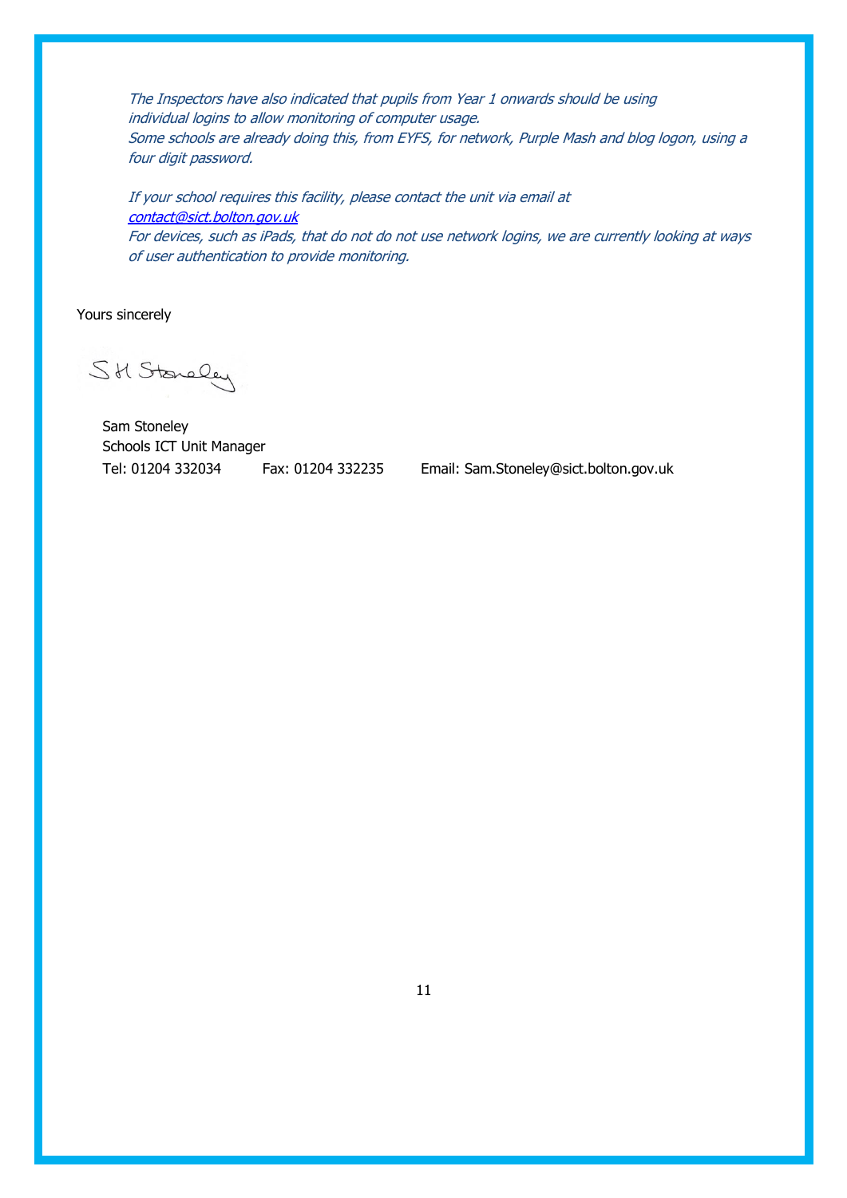*The Inspectors have also indicated that pupils from Year 1 onwards should be using individual logins to allow monitoring of computer usage.*
*Some schools are already doing this, from EYFS, for network, Purple Mash and blog logon, using a four digit password.*

*If your school requires this facility, please contact the unit via email at [contact@sict.bolton.gov.uk](mailto:contact@sict.bolton.gov.uk)*
*For devices, such as iPads, that do not do not use network logins, we are currently looking at ways of user authentication to provide monitoring.*

Yours sincerely

S H Stoneley

Sam Stoneley
Schools ICT Unit Manager
Tel: 01204 332034 Fax: 01204 332235 Email: Sam.Stoneley@sict.bolton.gov.uk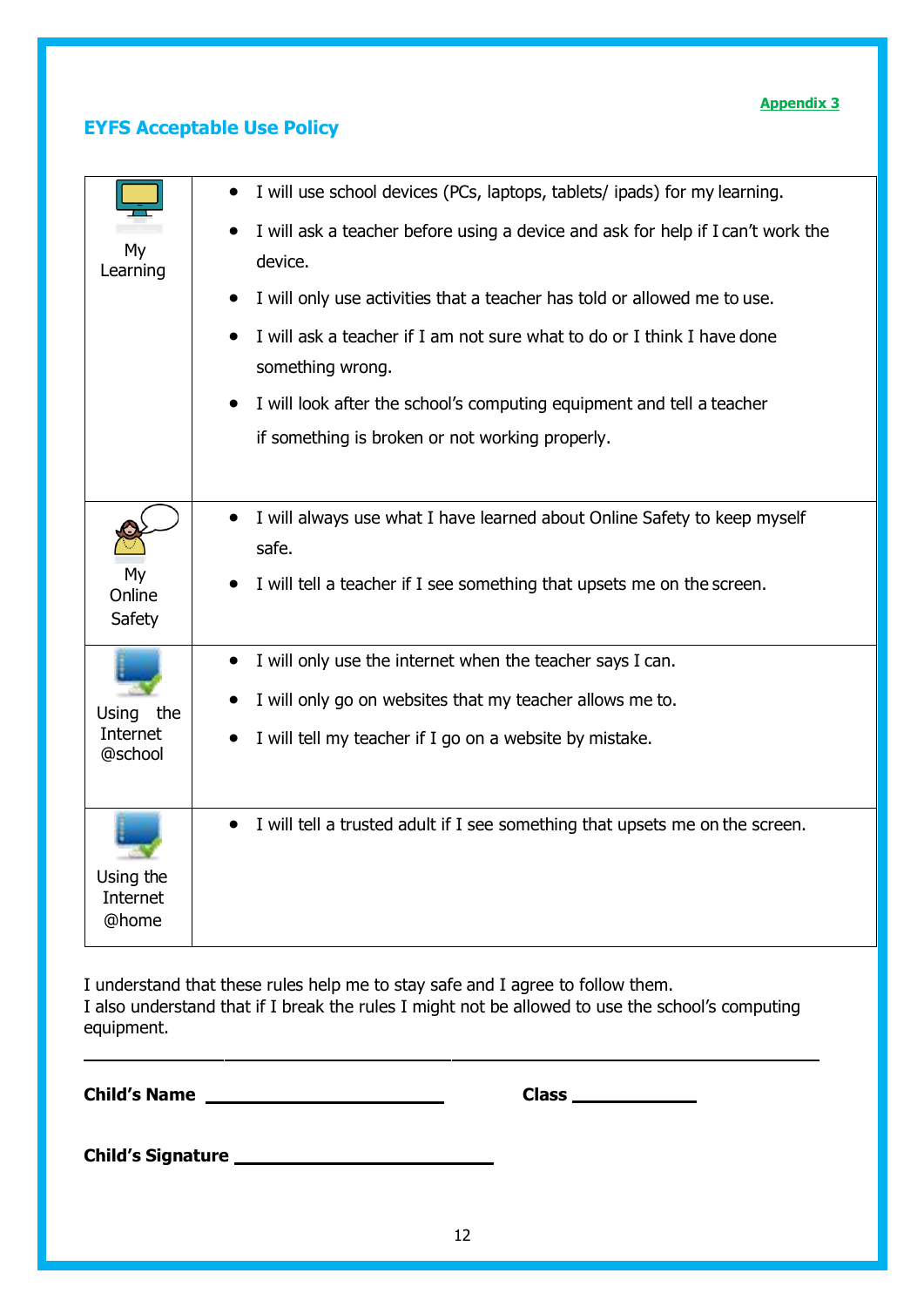Appendix 3

## EYFS Acceptable Use Policy

| | |
|---|---|
| My Learning | • I will use school devices (PCs, laptops, tablets/ ipads) for my learning.<br>• I will ask a teacher before using a device and ask for help if I can't work the device.<br>• I will only use activities that a teacher has told or allowed me to use.<br>• I will ask a teacher if I am not sure what to do or I think I have done something wrong.<br>• I will look after the school's computing equipment and tell a teacher if something is broken or not working properly. |
| My Online Safety | • I will always use what I have learned about Online Safety to keep myself safe.<br>• I will tell a teacher if I see something that upsets me on the screen. |
| Using the Internet @school | • I will only use the internet when the teacher says I can.<br>• I will only go on websites that my teacher allows me to.<br>• I will tell my teacher if I go on a website by mistake. |
| Using the Internet @home | • I will tell a trusted adult if I see something that upsets me on the screen. |

I understand that these rules help me to stay safe and I agree to follow them.
I also understand that if I break the rules I might not be allowed to use the school's computing equipment.

**Child's Name** ________________________ **Class** ____________

**Child's Signature** ________________________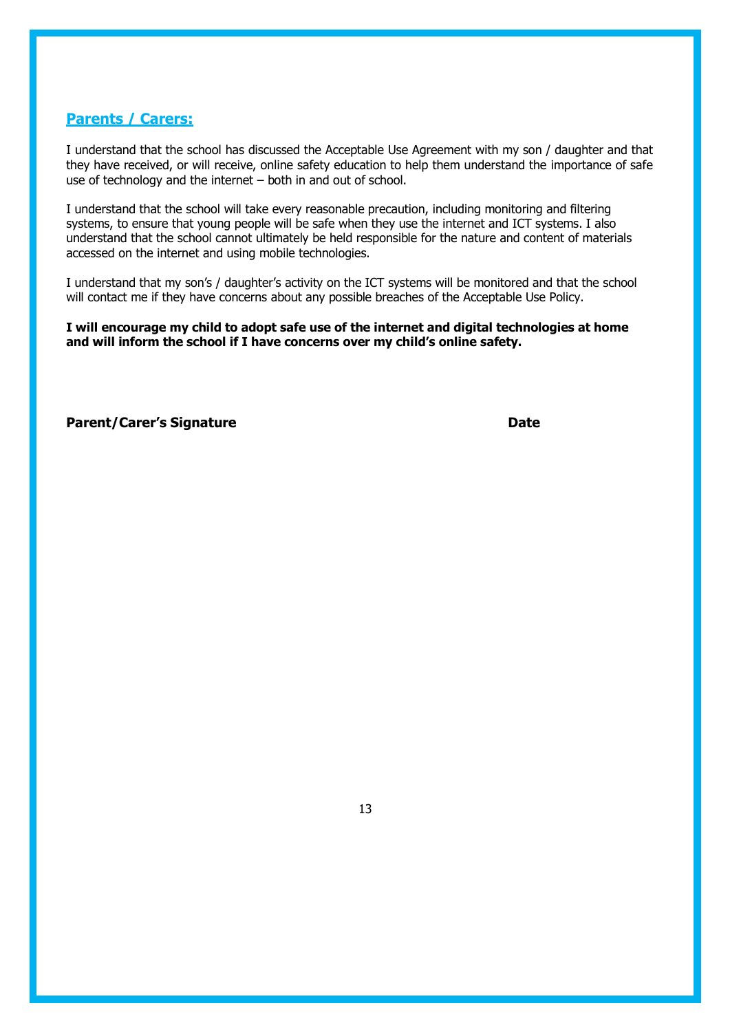## **Parents / Carers:**

I understand that the school has discussed the Acceptable Use Agreement with my son / daughter and that they have received, or will receive, online safety education to help them understand the importance of safe use of technology and the internet – both in and out of school.

I understand that the school will take every reasonable precaution, including monitoring and filtering systems, to ensure that young people will be safe when they use the internet and ICT systems. I also understand that the school cannot ultimately be held responsible for the nature and content of materials accessed on the internet and using mobile technologies.

I understand that my son's / daughter's activity on the ICT systems will be monitored and that the school will contact me if they have concerns about any possible breaches of the Acceptable Use Policy.

**I will encourage my child to adopt safe use of the internet and digital technologies at home and will inform the school if I have concerns over my child's online safety.**

**Parent/Carer's Signature** **Date**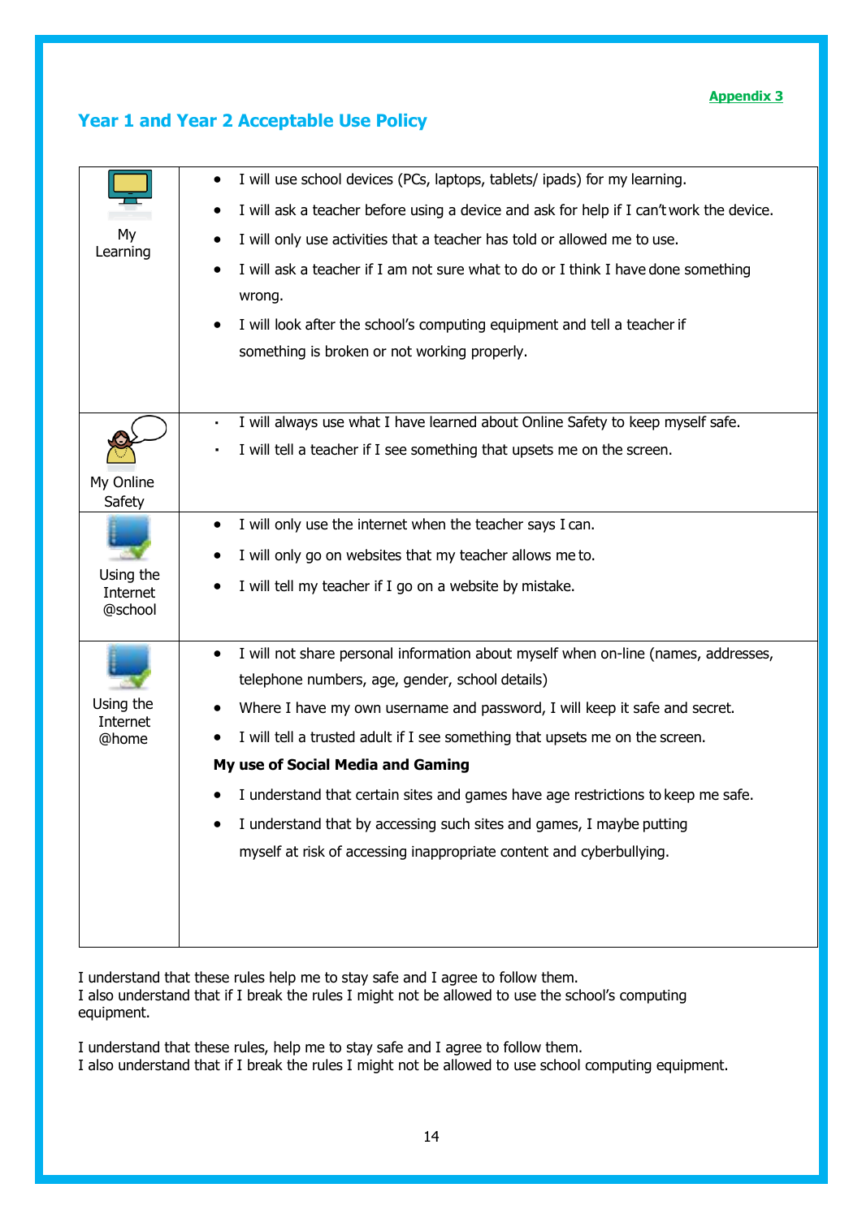Appendix 3

## Year 1 and Year 2 Acceptable Use Policy

| | |
|---|---|
| My Learning | • I will use school devices (PCs, laptops, tablets/ ipads) for my learning.<br>• I will ask a teacher before using a device and ask for help if I can't work the device.<br>• I will only use activities that a teacher has told or allowed me to use.<br>• I will ask a teacher if I am not sure what to do or I think I have done something wrong.<br>• I will look after the school's computing equipment and tell a teacher if something is broken or not working properly. |
| My Online Safety | • I will always use what I have learned about Online Safety to keep myself safe.<br>• I will tell a teacher if I see something that upsets me on the screen. |
| Using the Internet @school | • I will only use the internet when the teacher says I can.<br>• I will only go on websites that my teacher allows me to.<br>• I will tell my teacher if I go on a website by mistake. |
| Using the Internet @home | • I will not share personal information about myself when on-line (names, addresses, telephone numbers, age, gender, school details)<br>• Where I have my own username and password, I will keep it safe and secret.<br>• I will tell a trusted adult if I see something that upsets me on the screen.<br>**My use of Social Media and Gaming**<br>• I understand that certain sites and games have age restrictions to keep me safe.<br>• I understand that by accessing such sites and games, I maybe putting myself at risk of accessing inappropriate content and cyberbullying. |

I understand that these rules help me to stay safe and I agree to follow them.
I also understand that if I break the rules I might not be allowed to use the school's computing equipment.

I understand that these rules, help me to stay safe and I agree to follow them.
I also understand that if I break the rules I might not be allowed to use school computing equipment.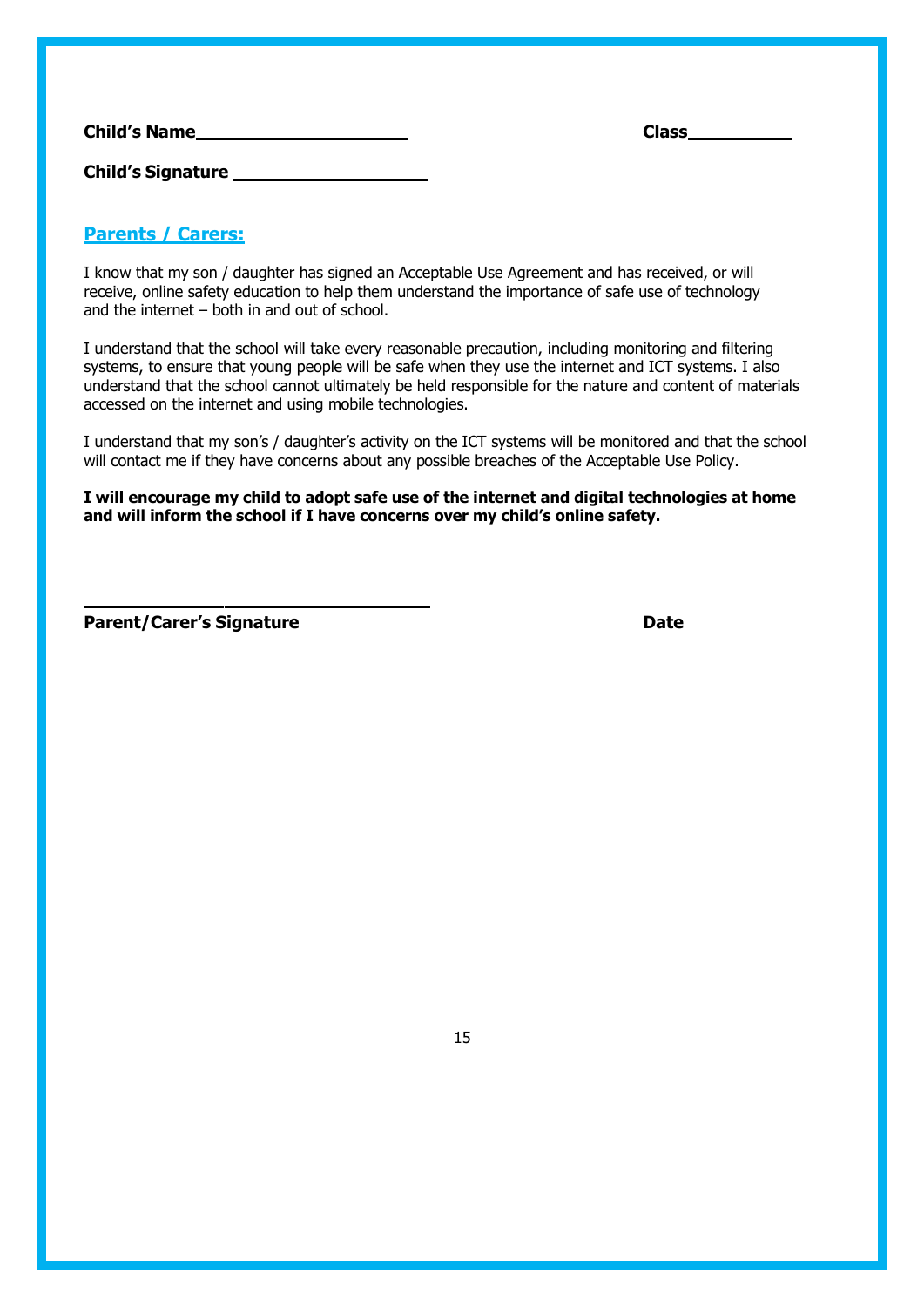**Child's Name\_\_\_\_\_\_\_\_\_\_\_\_\_\_\_\_\_\_\_\_** **Class\_\_\_\_\_\_\_\_\_\_**

**Child's Signature \_\_\_\_\_\_\_\_\_\_\_\_\_\_\_\_\_\_\_\_**

## Parents / Carers:

I know that my son / daughter has signed an Acceptable Use Agreement and has received, or will receive, online safety education to help them understand the importance of safe use of technology and the internet – both in and out of school.

I understand that the school will take every reasonable precaution, including monitoring and filtering systems, to ensure that young people will be safe when they use the internet and ICT systems. I also understand that the school cannot ultimately be held responsible for the nature and content of materials accessed on the internet and using mobile technologies.

I understand that my son's / daughter's activity on the ICT systems will be monitored and that the school will contact me if they have concerns about any possible breaches of the Acceptable Use Policy.

**I will encourage my child to adopt safe use of the internet and digital technologies at home and will inform the school if I have concerns over my child's online safety.**

\_\_\_\_\_\_\_\_\_\_\_\_\_\_\_\_\_\_\_\_\_\_\_\_\_\_\_\_\_\_\_\_\_\_\_\_

**Parent/Carer's Signature** **Date**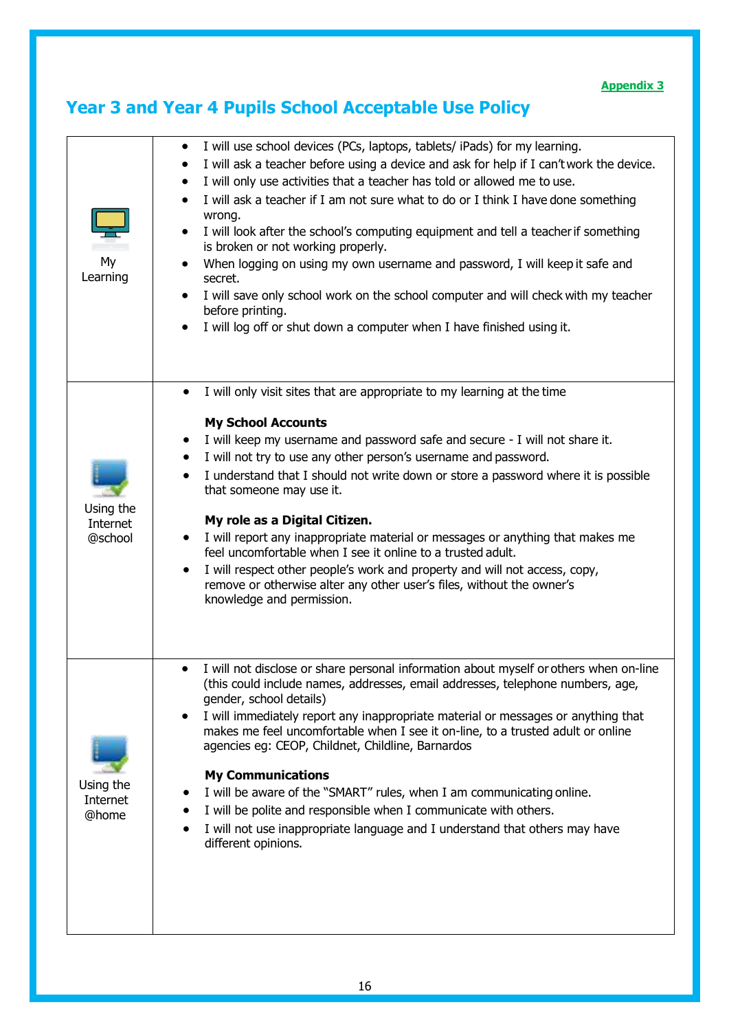Appendix 3

# Year 3 and Year 4 Pupils School Acceptable Use Policy

| | |
|---|---|
| My Learning | • I will use school devices (PCs, laptops, tablets/ iPads) for my learning.<br>• I will ask a teacher before using a device and ask for help if I can't work the device.<br>• I will only use activities that a teacher has told or allowed me to use.<br>• I will ask a teacher if I am not sure what to do or I think I have done something wrong.<br>• I will look after the school's computing equipment and tell a teacher if something is broken or not working properly.<br>• When logging on using my own username and password, I will keep it safe and secret.<br>• I will save only school work on the school computer and will check with my teacher before printing.<br>• I will log off or shut down a computer when I have finished using it. |
| Using the Internet @school | • I will only visit sites that are appropriate to my learning at the time<br><br>**My School Accounts**<br>• I will keep my username and password safe and secure - I will not share it.<br>• I will not try to use any other person's username and password.<br>• I understand that I should not write down or store a password where it is possible that someone may use it.<br><br>**My role as a Digital Citizen.**<br>• I will report any inappropriate material or messages or anything that makes me feel uncomfortable when I see it online to a trusted adult.<br>• I will respect other people's work and property and will not access, copy, remove or otherwise alter any other user's files, without the owner's knowledge and permission. |
| Using the Internet @home | • I will not disclose or share personal information about myself or others when on-line (this could include names, addresses, email addresses, telephone numbers, age, gender, school details)<br>• I will immediately report any inappropriate material or messages or anything that makes me feel uncomfortable when I see it on-line, to a trusted adult or online agencies eg: CEOP, Childnet, Childline, Barnardos<br><br>**My Communications**<br>• I will be aware of the "SMART" rules, when I am communicating online.<br>• I will be polite and responsible when I communicate with others.<br>• I will not use inappropriate language and I understand that others may have different opinions. |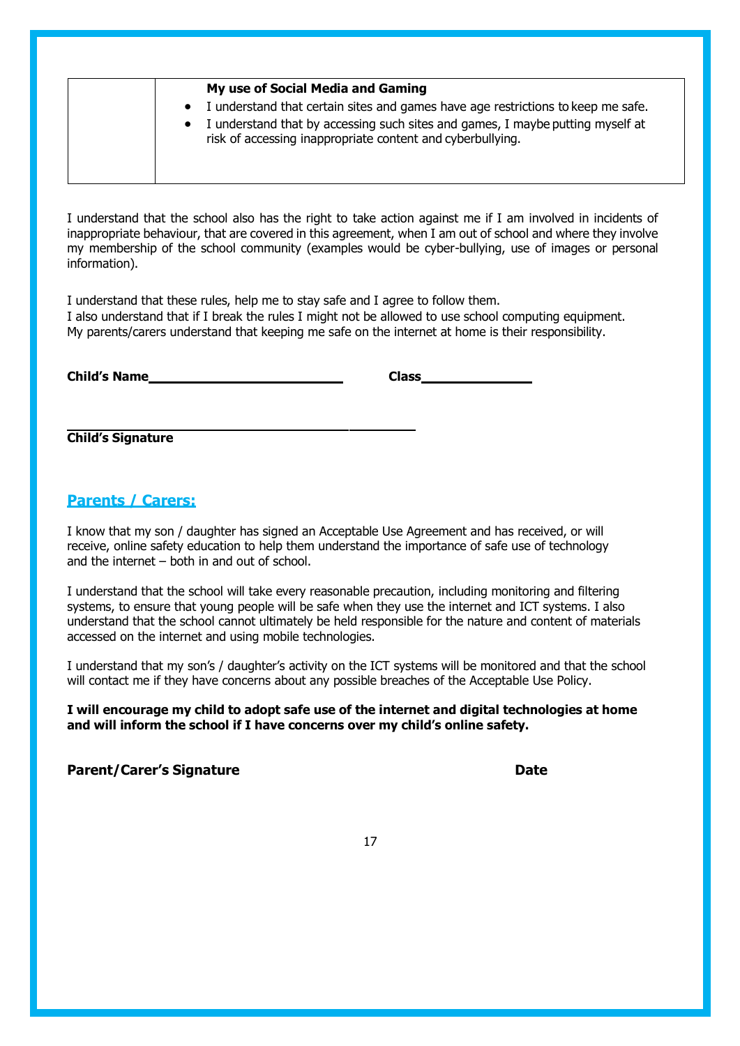| | **My use of Social Media and Gaming**<br>• I understand that certain sites and games have age restrictions to keep me safe.<br>• I understand that by accessing such sites and games, I maybe putting myself at risk of accessing inappropriate content and cyberbullying. |
|---|---|

I understand that the school also has the right to take action against me if I am involved in incidents of inappropriate behaviour, that are covered in this agreement, when I am out of school and where they involve my membership of the school community (examples would be cyber-bullying, use of images or personal information).

I understand that these rules, help me to stay safe and I agree to follow them.
I also understand that if I break the rules I might not be allowed to use school computing equipment.
My parents/carers understand that keeping me safe on the internet at home is their responsibility.

**Child's Name** ______________________ **Class** ______________

______________________________________

**Child's Signature**

## Parents / Carers:

I know that my son / daughter has signed an Acceptable Use Agreement and has received, or will receive, online safety education to help them understand the importance of safe use of technology and the internet – both in and out of school.

I understand that the school will take every reasonable precaution, including monitoring and filtering systems, to ensure that young people will be safe when they use the internet and ICT systems. I also understand that the school cannot ultimately be held responsible for the nature and content of materials accessed on the internet and using mobile technologies.

I understand that my son's / daughter's activity on the ICT systems will be monitored and that the school will contact me if they have concerns about any possible breaches of the Acceptable Use Policy.

**I will encourage my child to adopt safe use of the internet and digital technologies at home and will inform the school if I have concerns over my child's online safety.**

**Parent/Carer's Signature** **Date**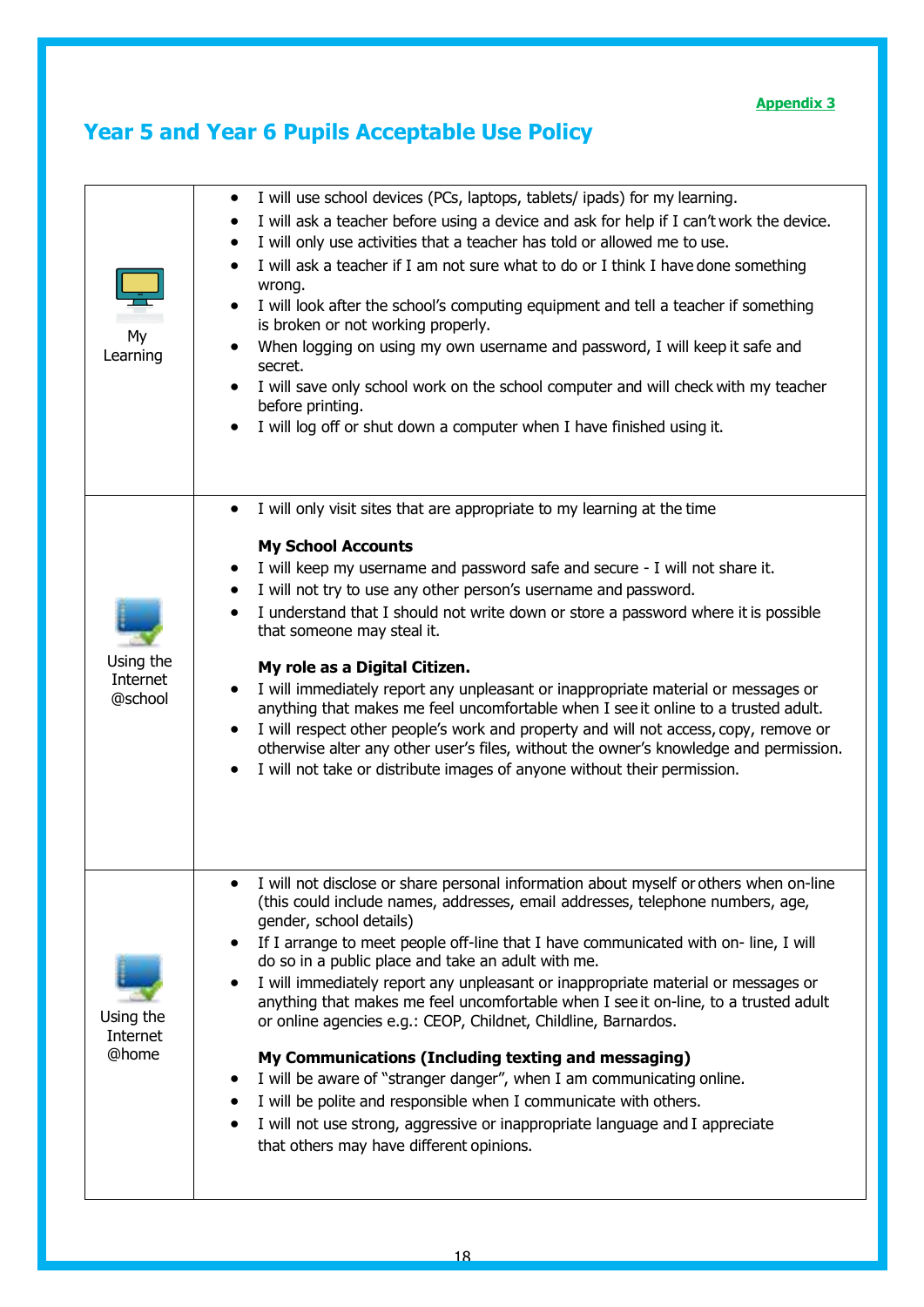Appendix 3

# Year 5 and Year 6 Pupils Acceptable Use Policy

| | |
|---|---|
| My Learning | • I will use school devices (PCs, laptops, tablets/ ipads) for my learning.<br>• I will ask a teacher before using a device and ask for help if I can't work the device.<br>• I will only use activities that a teacher has told or allowed me to use.<br>• I will ask a teacher if I am not sure what to do or I think I have done something wrong.<br>• I will look after the school's computing equipment and tell a teacher if something is broken or not working properly.<br>• When logging on using my own username and password, I will keep it safe and secret.<br>• I will save only school work on the school computer and will check with my teacher before printing.<br>• I will log off or shut down a computer when I have finished using it. |
| Using the Internet @school | • I will only visit sites that are appropriate to my learning at the time<br><br>**My School Accounts**<br>• I will keep my username and password safe and secure - I will not share it.<br>• I will not try to use any other person's username and password.<br>• I understand that I should not write down or store a password where it is possible that someone may steal it.<br><br>**My role as a Digital Citizen.**<br>• I will immediately report any unpleasant or inappropriate material or messages or anything that makes me feel uncomfortable when I see it online to a trusted adult.<br>• I will respect other people's work and property and will not access, copy, remove or otherwise alter any other user's files, without the owner's knowledge and permission.<br>• I will not take or distribute images of anyone without their permission. |
| Using the Internet @home | • I will not disclose or share personal information about myself or others when on-line (this could include names, addresses, email addresses, telephone numbers, age, gender, school details)<br>• If I arrange to meet people off-line that I have communicated with on- line, I will do so in a public place and take an adult with me.<br>• I will immediately report any unpleasant or inappropriate material or messages or anything that makes me feel uncomfortable when I see it on-line, to a trusted adult or online agencies e.g.: CEOP, Childnet, Childline, Barnardos.<br><br>**My Communications (Including texting and messaging)**<br>• I will be aware of "stranger danger", when I am communicating online.<br>• I will be polite and responsible when I communicate with others.<br>• I will not use strong, aggressive or inappropriate language and I appreciate that others may have different opinions. |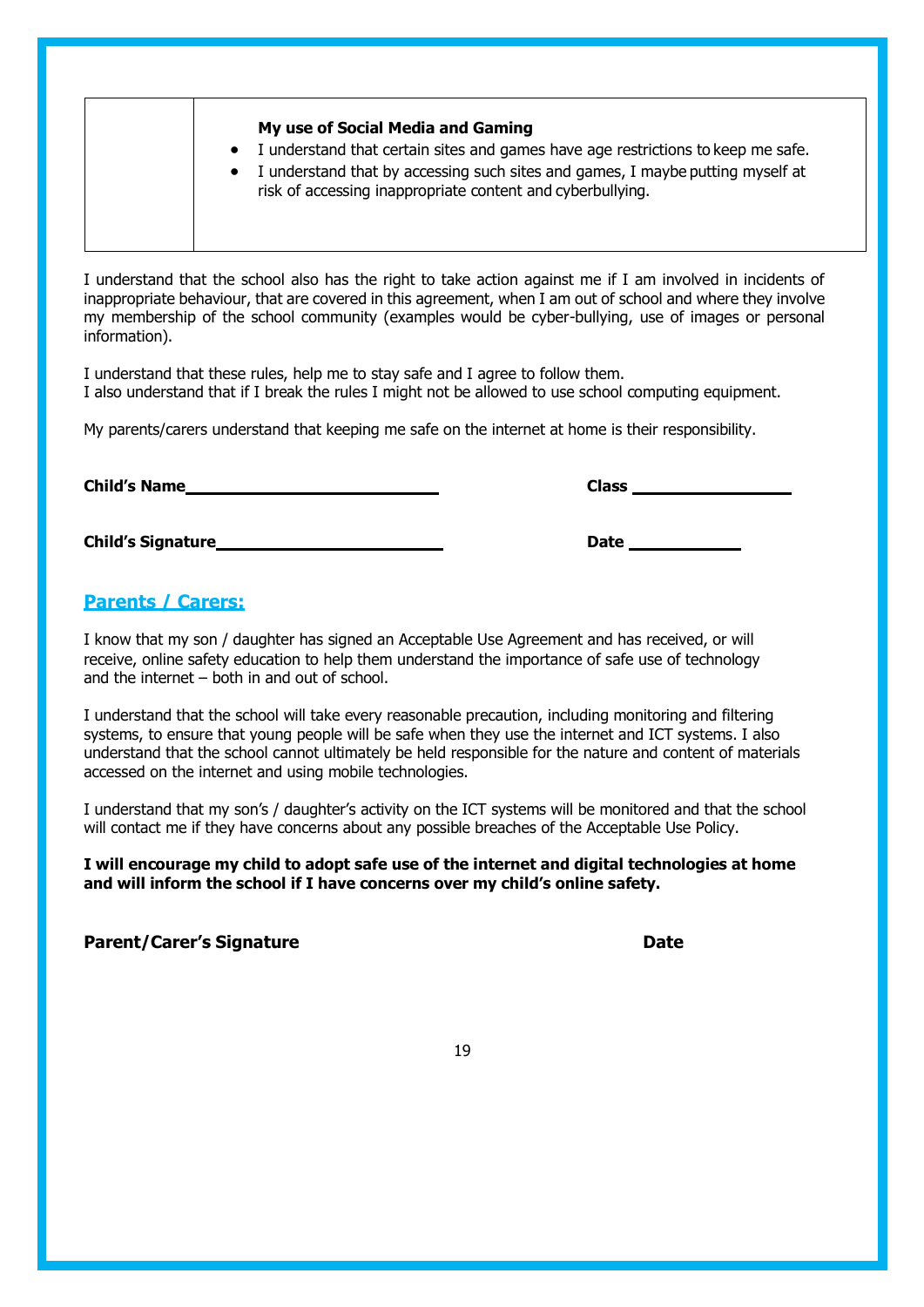|  | **My use of Social Media and Gaming**<br>• I understand that certain sites and games have age restrictions to keep me safe.<br>• I understand that by accessing such sites and games, I maybe putting myself at risk of accessing inappropriate content and cyberbullying. |
|---|---|

I understand that the school also has the right to take action against me if I am involved in incidents of inappropriate behaviour, that are covered in this agreement, when I am out of school and where they involve my membership of the school community (examples would be cyber-bullying, use of images or personal information).

I understand that these rules, help me to stay safe and I agree to follow them.
I also understand that if I break the rules I might not be allowed to use school computing equipment.

My parents/carers understand that keeping me safe on the internet at home is their responsibility.

**Child's Name** ____________________________ **Class** __________________

**Child's Signature** ____________________________ **Date** ______________

## Parents / Carers:

I know that my son / daughter has signed an Acceptable Use Agreement and has received, or will receive, online safety education to help them understand the importance of safe use of technology and the internet – both in and out of school.

I understand that the school will take every reasonable precaution, including monitoring and filtering systems, to ensure that young people will be safe when they use the internet and ICT systems. I also understand that the school cannot ultimately be held responsible for the nature and content of materials accessed on the internet and using mobile technologies.

I understand that my son's / daughter's activity on the ICT systems will be monitored and that the school will contact me if they have concerns about any possible breaches of the Acceptable Use Policy.

**I will encourage my child to adopt safe use of the internet and digital technologies at home and will inform the school if I have concerns over my child's online safety.**

**Parent/Carer's Signature** **Date**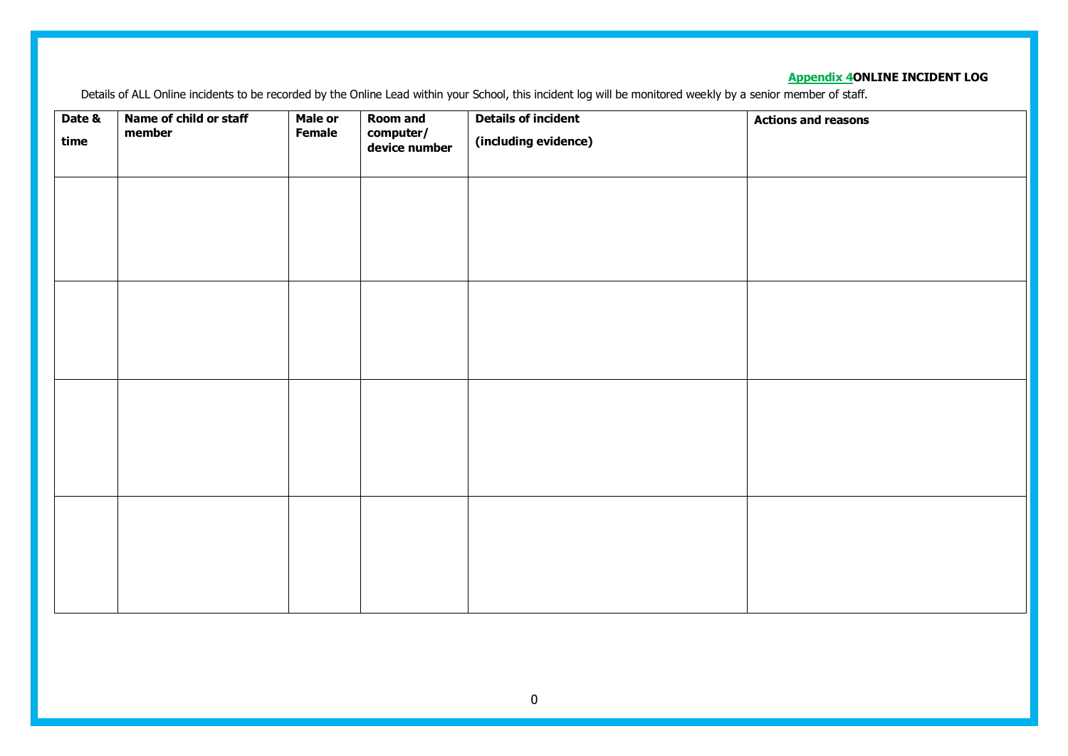**Appendix 4 ONLINE INCIDENT LOG**

Details of ALL Online incidents to be recorded by the Online Lead within your School, this incident log will be monitored weekly by a senior member of staff.

| Date & time | Name of child or staff member | Male or Female | Room and computer/ device number | Details of incident (including evidence) | Actions and reasons |
|---|---|---|---|---|---|
| | | | | | |
| | | | | | |
| | | | | | |
| | | | | | |